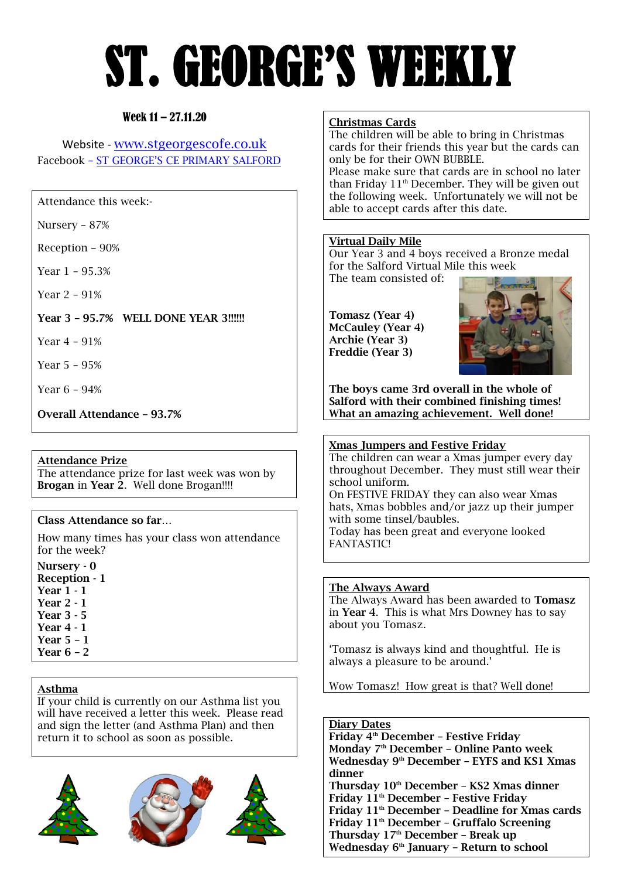# ST. GEORGE'S WEEKLY

**Week 11 – 27.11.20**

Website - www.stgeorgescofe.co.uk
Facebook – ST GEORGE'S CE PRIMARY SALFORD

Attendance this week:-

Nursery – 87%

Reception – 90%

Year 1 – 95.3%

Year 2 – 91%

**Year 3 – 95.7% WELL DONE YEAR 3!!!!!!**

Year 4 – 91%

Year 5 – 95%

Year 6 – 94%

**Overall Attendance – 93.7%**

## Attendance Prize

The attendance prize for last week was won by **Brogan** in **Year 2**. Well done Brogan!!!!

## Class Attendance so far…

How many times has your class won attendance for the week?

**Nursery - 0**
**Reception - 1**
**Year 1 - 1**
**Year 2 - 1**
**Year 3 - 5**
**Year 4 - 1**
**Year 5 – 1**
**Year 6 – 2**

## Asthma

If your child is currently on our Asthma list you will have received a letter this week. Please read and sign the letter (and Asthma Plan) and then return it to school as soon as possible.

## Christmas Cards

The children will be able to bring in Christmas cards for their friends this year but the cards can only be for their OWN BUBBLE.
Please make sure that cards are in school no later than Friday 11th December. They will be given out the following week. Unfortunately we will not be able to accept cards after this date.

## Virtual Daily Mile

Our Year 3 and 4 boys received a Bronze medal for the Salford Virtual Mile this week
The team consisted of:

**Tomasz (Year 4)**
**McCauley (Year 4)**
**Archie (Year 3)**
**Freddie (Year 3)**

**The boys came 3rd overall in the whole of Salford with their combined finishing times! What an amazing achievement. Well done!**

## Xmas Jumpers and Festive Friday

The children can wear a Xmas jumper every day throughout December. They must still wear their school uniform.
On FESTIVE FRIDAY they can also wear Xmas hats, Xmas bobbles and/or jazz up their jumper with some tinsel/baubles.
Today has been great and everyone looked FANTASTIC!

## The Always Award

The Always Award has been awarded to **Tomasz** in **Year 4**. This is what Mrs Downey has to say about you Tomasz.

'Tomasz is always kind and thoughtful. He is always a pleasure to be around.'

Wow Tomasz! How great is that? Well done!

## Diary Dates

**Friday 4th December – Festive Friday**
**Monday 7th December – Online Panto week**
**Wednesday 9th December – EYFS and KS1 Xmas dinner**
**Thursday 10th December – KS2 Xmas dinner**
**Friday 11th December – Festive Friday**
**Friday 11th December – Deadline for Xmas cards**
**Friday 11th December – Gruffalo Screening**
**Thursday 17th December – Break up**
**Wednesday 6th January – Return to school**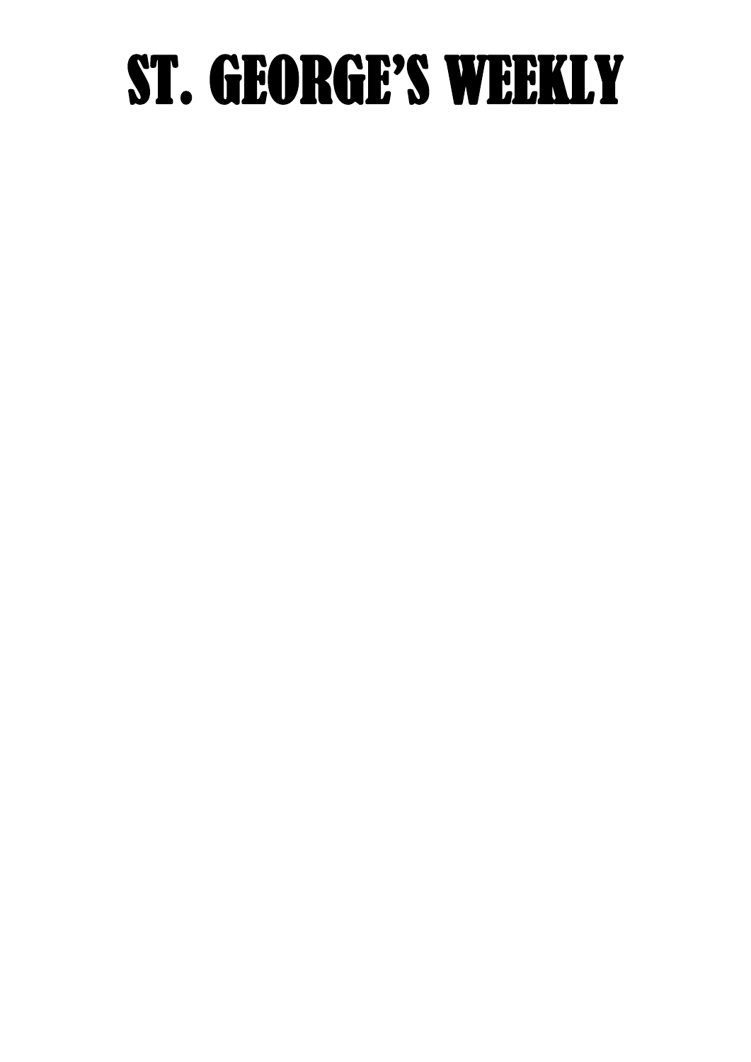# ST. GEORGE'S WEEKLY